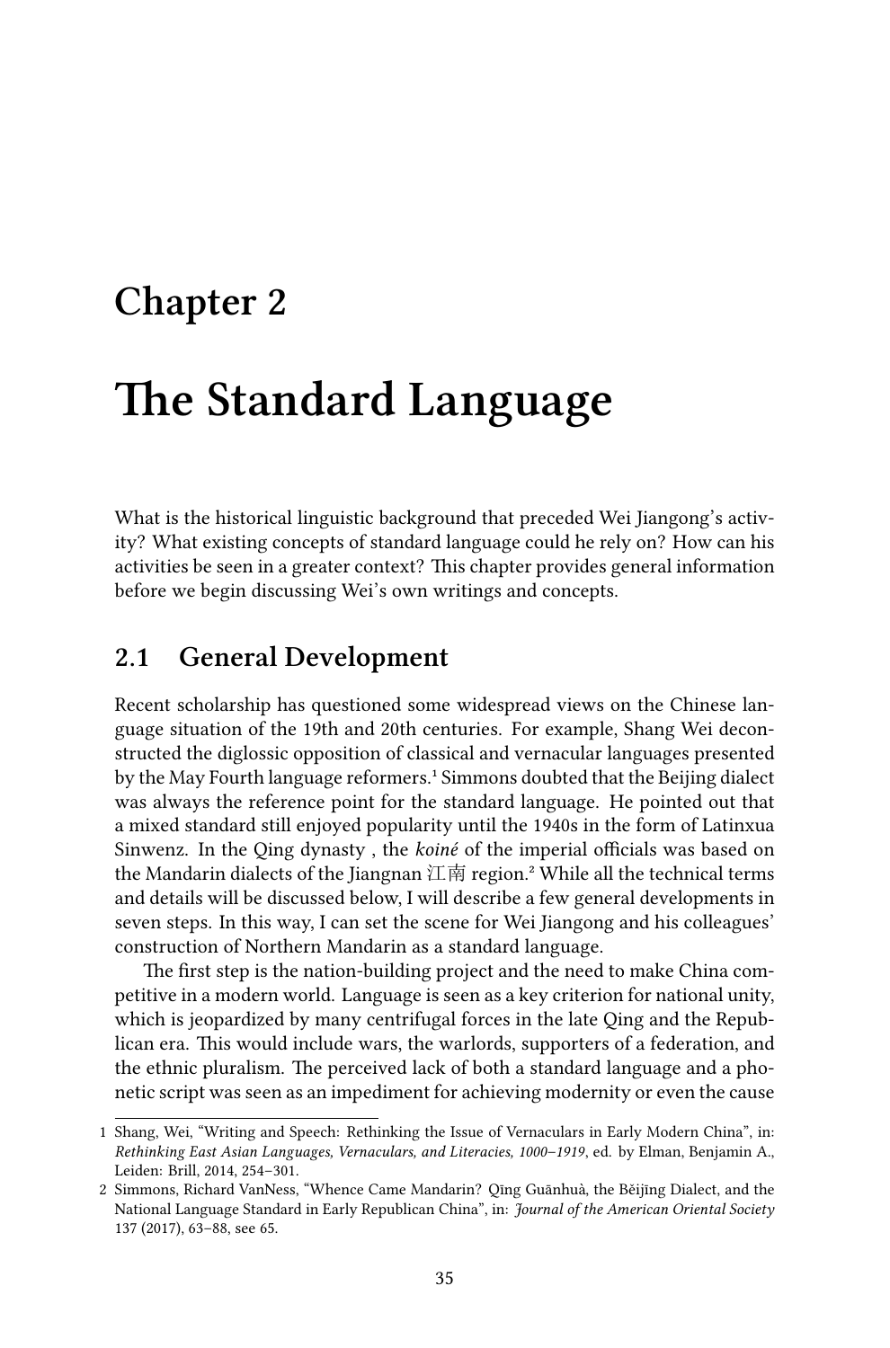# Chapter 2

# The Standard Language

What is the historical linguistic background that preceded Wei Jiangong's activity? What existing concepts of standard language could he rely on? How can his activities be seen in a greater context? This chapter provides general information before we begin discussing Wei's own writings and concepts.

## 2.1 General Development

Recent scholarship has questioned some widespread views on the Chinese language situation of the 19th and 20th centuries. For example, Shang Wei deconstructed the diglossic opposition of classical and vernacular languages presented by the May Fourth language reformers.[1] Simmons doubted that the Beijing dialect was always the reference point for the standard language. He pointed out that a mixed standard still enjoyed popularity until the 1940s in the form of Latinxua Sinwenz. In the Qing dynasty , the *koiné* of the imperial officials was based on the Mandarin dialects of the Jiangnan 江南 region.[2] While all the technical terms and details will be discussed below, I will describe a few general developments in seven steps. In this way, I can set the scene for Wei Jiangong and his colleagues' construction of Northern Mandarin as a standard language.

The first step is the nation-building project and the need to make China competitive in a modern world. Language is seen as a key criterion for national unity, which is jeopardized by many centrifugal forces in the late Qing and the Republican era. This would include wars, the warlords, supporters of a federation, and the ethnic pluralism. The perceived lack of both a standard language and a phonetic script was seen as an impediment for achieving modernity or even the cause

1 Shang, Wei, "Writing and Speech: Rethinking the Issue of Vernaculars in Early Modern China", in: *Rethinking East Asian Languages, Vernaculars, and Literacies, 1000–1919*, ed. by Elman, Benjamin A., Leiden: Brill, 2014, 254–301.

2 Simmons, Richard VanNess, "Whence Came Mandarin? Qīng Guānhuà, the Běijīng Dialect, and the National Language Standard in Early Republican China", in: *Journal of the American Oriental Society* 137 (2017), 63–88, see 65.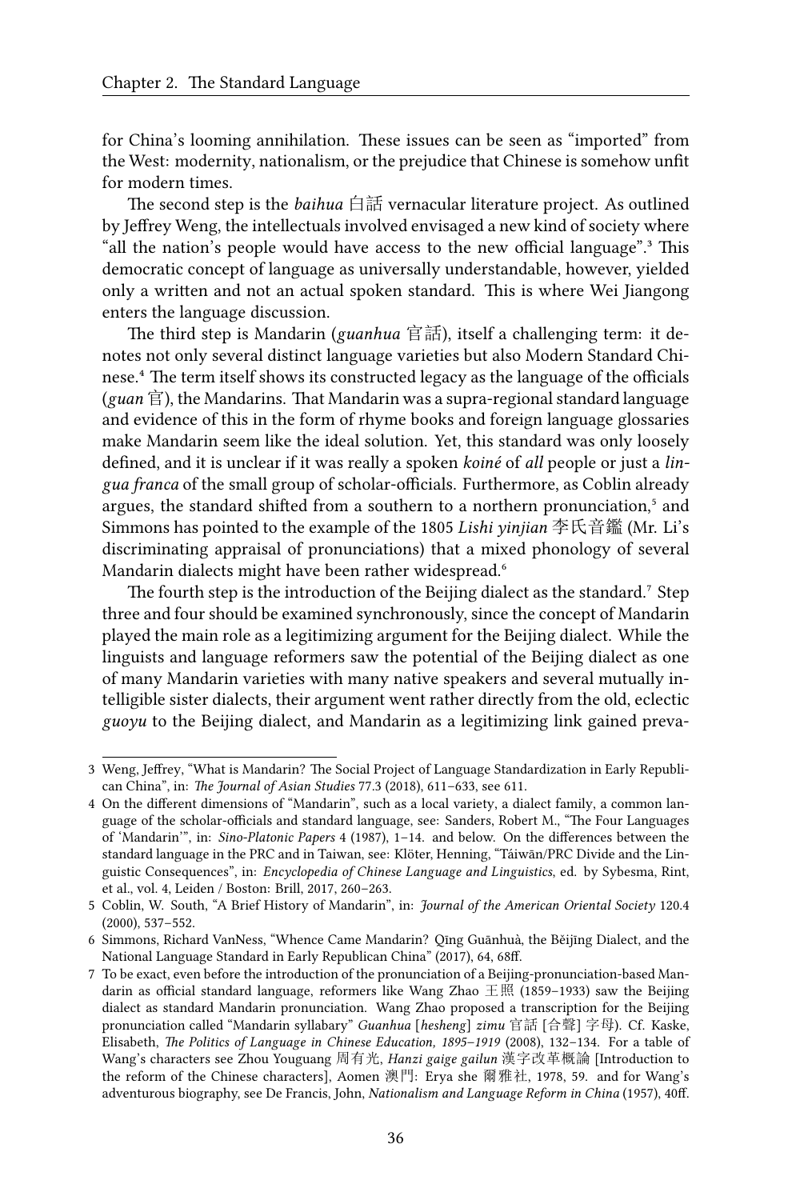for China's looming annihilation. These issues can be seen as "imported" from the West: modernity, nationalism, or the prejudice that Chinese is somehow unfit for modern times.

The second step is the *baihua* 白話 vernacular literature project. As outlined by Jeffrey Weng, the intellectuals involved envisaged a new kind of society where "all the nation's people would have access to the new official language".[3] This democratic concept of language as universally understandable, however, yielded only a written and not an actual spoken standard. This is where Wei Jiangong enters the language discussion.

The third step is Mandarin (*guanhua* 官話), itself a challenging term: it denotes not only several distinct language varieties but also Modern Standard Chinese.[4] The term itself shows its constructed legacy as the language of the officials (*guan* 官), the Mandarins. That Mandarin was a supra-regional standard language and evidence of this in the form of rhyme books and foreign language glossaries make Mandarin seem like the ideal solution. Yet, this standard was only loosely defined, and it is unclear if it was really a spoken *koiné* of *all* people or just a *lingua franca* of the small group of scholar-officials. Furthermore, as Coblin already argues, the standard shifted from a southern to a northern pronunciation,[5] and Simmons has pointed to the example of the 1805 *Lishi yinjian* 李氏音鑑 (Mr. Li's discriminating appraisal of pronunciations) that a mixed phonology of several Mandarin dialects might have been rather widespread.[6]

The fourth step is the introduction of the Beijing dialect as the standard.[7] Step three and four should be examined synchronously, since the concept of Mandarin played the main role as a legitimizing argument for the Beijing dialect. While the linguists and language reformers saw the potential of the Beijing dialect as one of many Mandarin varieties with many native speakers and several mutually intelligible sister dialects, their argument went rather directly from the old, eclectic *guoyu* to the Beijing dialect, and Mandarin as a legitimizing link gained preva-

---

3 Weng, Jeffrey, "What is Mandarin? The Social Project of Language Standardization in Early Republican China", in: *The Journal of Asian Studies* 77.3 (2018), 611–633, see 611.

4 On the different dimensions of "Mandarin", such as a local variety, a dialect family, a common language of the scholar-officials and standard language, see: Sanders, Robert M., "The Four Languages of 'Mandarin'", in: *Sino-Platonic Papers* 4 (1987), 1–14. and below. On the differences between the standard language in the PRC and in Taiwan, see: Klöter, Henning, "Táiwān/PRC Divide and the Linguistic Consequences", in: *Encyclopedia of Chinese Language and Linguistics*, ed. by Sybesma, Rint, et al., vol. 4, Leiden / Boston: Brill, 2017, 260–263.

5 Coblin, W. South, "A Brief History of Mandarin", in: *Journal of the American Oriental Society* 120.4 (2000), 537–552.

6 Simmons, Richard VanNess, "Whence Came Mandarin? Qīng Guānhuà, the Běijīng Dialect, and the National Language Standard in Early Republican China" (2017), 64, 68ff.

7 To be exact, even before the introduction of the pronunciation of a Beijing-pronunciation-based Mandarin as official standard language, reformers like Wang Zhao 王照 (1859–1933) saw the Beijing dialect as standard Mandarin pronunciation. Wang Zhao proposed a transcription for the Beijing pronunciation called "Mandarin syllabary" *Guanhua* [*hesheng*] *zimu* 官話 [合聲] 字母). Cf. Kaske, Elisabeth, *The Politics of Language in Chinese Education, 1895–1919* (2008), 132–134. For a table of Wang's characters see Zhou Youguang 周有光, *Hanzi gaige gailun* 漢字改革概論 [Introduction to the reform of the Chinese characters], Aomen 澳門: Erya she 爾雅社, 1978, 59. and for Wang's adventurous biography, see De Francis, John, *Nationalism and Language Reform in China* (1957), 40ff.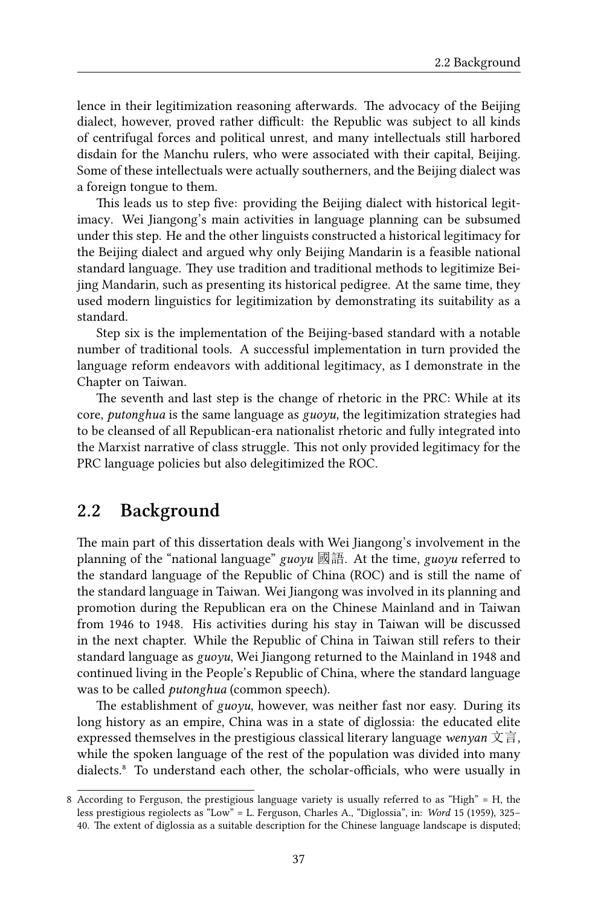lence in their legitimization reasoning afterwards. The advocacy of the Beijing dialect, however, proved rather difficult: the Republic was subject to all kinds of centrifugal forces and political unrest, and many intellectuals still harbored disdain for the Manchu rulers, who were associated with their capital, Beijing. Some of these intellectuals were actually southerners, and the Beijing dialect was a foreign tongue to them.

This leads us to step five: providing the Beijing dialect with historical legitimacy. Wei Jiangong's main activities in language planning can be subsumed under this step. He and the other linguists constructed a historical legitimacy for the Beijing dialect and argued why only Beijing Mandarin is a feasible national standard language. They use tradition and traditional methods to legitimize Beijing Mandarin, such as presenting its historical pedigree. At the same time, they used modern linguistics for legitimization by demonstrating its suitability as a standard.

Step six is the implementation of the Beijing-based standard with a notable number of traditional tools. A successful implementation in turn provided the language reform endeavors with additional legitimacy, as I demonstrate in the Chapter on Taiwan.

The seventh and last step is the change of rhetoric in the PRC: While at its core, *putonghua* is the same language as *guoyu*, the legitimization strategies had to be cleansed of all Republican-era nationalist rhetoric and fully integrated into the Marxist narrative of class struggle. This not only provided legitimacy for the PRC language policies but also delegitimized the ROC.

## 2.2 Background

The main part of this dissertation deals with Wei Jiangong's involvement in the planning of the "national language" *guoyu* 國語. At the time, *guoyu* referred to the standard language of the Republic of China (ROC) and is still the name of the standard language in Taiwan. Wei Jiangong was involved in its planning and promotion during the Republican era on the Chinese Mainland and in Taiwan from 1946 to 1948. His activities during his stay in Taiwan will be discussed in the next chapter. While the Republic of China in Taiwan still refers to their standard language as *guoyu*, Wei Jiangong returned to the Mainland in 1948 and continued living in the People's Republic of China, where the standard language was to be called *putonghua* (common speech).

The establishment of *guoyu*, however, was neither fast nor easy. During its long history as an empire, China was in a state of diglossia: the educated elite expressed themselves in the prestigious classical literary language *wenyan* 文言, while the spoken language of the rest of the population was divided into many dialects.[8] To understand each other, the scholar-officials, who were usually in

8 According to Ferguson, the prestigious language variety is usually referred to as "High" = H, the less prestigious regiolects as "Low" = L. Ferguson, Charles A., "Diglossia", in: *Word* 15 (1959), 325–40. The extent of diglossia as a suitable description for the Chinese language landscape is disputed;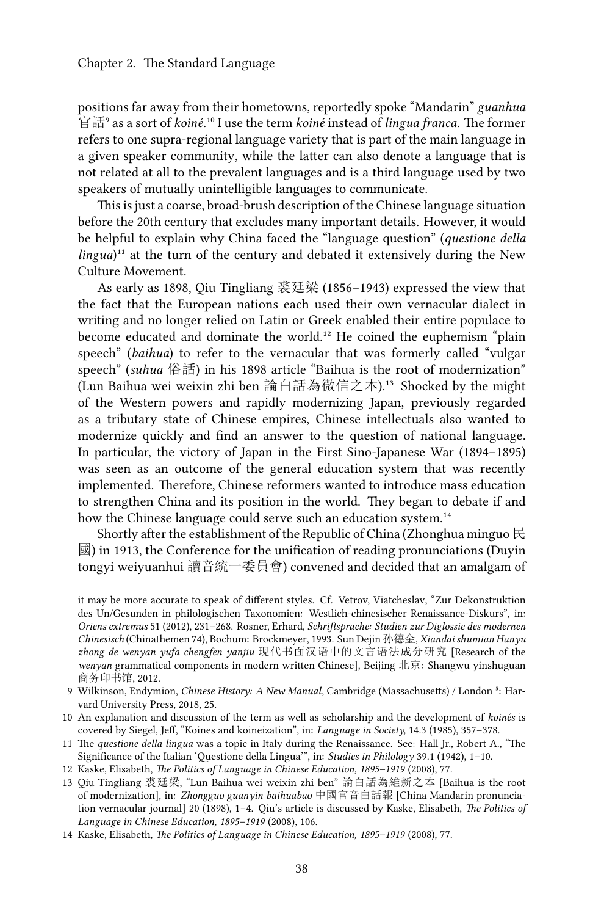positions far away from their hometowns, reportedly spoke "Mandarin" *guanhua* 官話[9] as a sort of *koiné*.[10] I use the term *koiné* instead of *lingua franca*. The former refers to one supra-regional language variety that is part of the main language in a given speaker community, while the latter can also denote a language that is not related at all to the prevalent languages and is a third language used by two speakers of mutually unintelligible languages to communicate.

This is just a coarse, broad-brush description of the Chinese language situation before the 20th century that excludes many important details. However, it would be helpful to explain why China faced the "language question" (*questione della lingua*)[11] at the turn of the century and debated it extensively during the New Culture Movement.

As early as 1898, Qiu Tingliang 裘廷梁 (1856–1943) expressed the view that the fact that the European nations each used their own vernacular dialect in writing and no longer relied on Latin or Greek enabled their entire populace to become educated and dominate the world.[12] He coined the euphemism "plain speech" (*baihua*) to refer to the vernacular that was formerly called "vulgar speech" (*suhua* 俗話) in his 1898 article "Baihua is the root of modernization" (Lun Baihua wei weixin zhi ben 論白話為微信之本).[13] Shocked by the might of the Western powers and rapidly modernizing Japan, previously regarded as a tributary state of Chinese empires, Chinese intellectuals also wanted to modernize quickly and find an answer to the question of national language. In particular, the victory of Japan in the First Sino-Japanese War (1894–1895) was seen as an outcome of the general education system that was recently implemented. Therefore, Chinese reformers wanted to introduce mass education to strengthen China and its position in the world. They began to debate if and how the Chinese language could serve such an education system.[14]

Shortly after the establishment of the Republic of China (Zhonghua minguo 民國) in 1913, the Conference for the unification of reading pronunciations (Duyin tongyi weiyuanhui 讀音統一委員會) convened and decided that an amalgam of

---

it may be more accurate to speak of different styles. Cf. Vetrov, Viatcheslav, "Zur Dekonstruktion des Un/Gesunden in philologischen Taxonomien: Westlich-chinesischer Renaissance-Diskurs", in: *Oriens extremus* 51 (2012), 231–268. Rosner, Erhard, *Schriftsprache: Studien zur Diglossie des modernen Chinesisch* (Chinathemen 74), Bochum: Brockmeyer, 1993. Sun Dejin 孙德金, *Xiandai shumian Hanyu zhong de wenyan yufa chengfen yanjiu* 现代书面汉语中的文言语法成分研究 [Research of the *wenyan* grammatical components in modern written Chinese], Beijing 北京: Shangwu yinshuguan 商务印书馆, 2012.

9 Wilkinson, Endymion, *Chinese History: A New Manual*, Cambridge (Massachusetts) / London [5]: Harvard University Press, 2018, 25.

10 An explanation and discussion of the term as well as scholarship and the development of *koinés* is covered by Siegel, Jeff, "Koines and koineization", in: *Language in Society,* 14.3 (1985), 357–378.

11 The *questione della lingua* was a topic in Italy during the Renaissance. See: Hall Jr., Robert A., "The Significance of the Italian 'Questione della Lingua'", in: *Studies in Philology* 39.1 (1942), 1–10.

12 Kaske, Elisabeth, *The Politics of Language in Chinese Education, 1895–1919* (2008), 77.

13 Qiu Tingliang 裘廷梁, "Lun Baihua wei weixin zhi ben" 論白話為維新之本 [Baihua is the root of modernization], in: *Zhongguo guanyin baihuabao* 中國官音白話報 [China Mandarin pronunciation vernacular journal] 20 (1898), 1–4. Qiu's article is discussed by Kaske, Elisabeth, *The Politics of Language in Chinese Education, 1895–1919* (2008), 106.

14 Kaske, Elisabeth, *The Politics of Language in Chinese Education, 1895–1919* (2008), 77.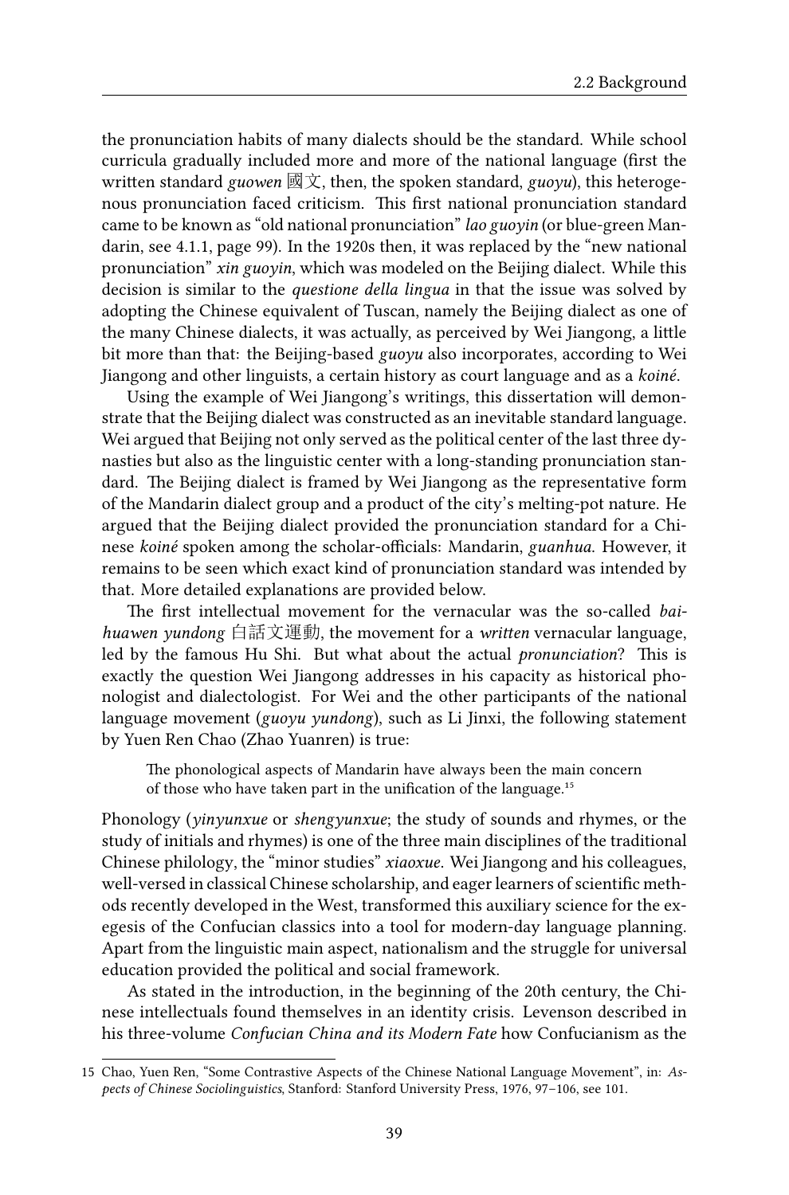the pronunciation habits of many dialects should be the standard. While school curricula gradually included more and more of the national language (first the written standard *guowen* 國文, then, the spoken standard, *guoyu*), this heterogenous pronunciation faced criticism. This first national pronunciation standard came to be known as "old national pronunciation" *lao guoyin* (or blue-green Mandarin, see 4.1.1, page 99). In the 1920s then, it was replaced by the "new national pronunciation" *xin guoyin*, which was modeled on the Beijing dialect. While this decision is similar to the *questione della lingua* in that the issue was solved by adopting the Chinese equivalent of Tuscan, namely the Beijing dialect as one of the many Chinese dialects, it was actually, as perceived by Wei Jiangong, a little bit more than that: the Beijing-based *guoyu* also incorporates, according to Wei Jiangong and other linguists, a certain history as court language and as a *koiné*.

Using the example of Wei Jiangong's writings, this dissertation will demonstrate that the Beijing dialect was constructed as an inevitable standard language. Wei argued that Beijing not only served as the political center of the last three dynasties but also as the linguistic center with a long-standing pronunciation standard. The Beijing dialect is framed by Wei Jiangong as the representative form of the Mandarin dialect group and a product of the city's melting-pot nature. He argued that the Beijing dialect provided the pronunciation standard for a Chinese *koiné* spoken among the scholar-officials: Mandarin, *guanhua*. However, it remains to be seen which exact kind of pronunciation standard was intended by that. More detailed explanations are provided below.

The first intellectual movement for the vernacular was the so-called *baihuawen yundong* 白話文運動, the movement for a *written* vernacular language, led by the famous Hu Shi. But what about the actual *pronunciation*? This is exactly the question Wei Jiangong addresses in his capacity as historical phonologist and dialectologist. For Wei and the other participants of the national language movement (*guoyu yundong*), such as Li Jinxi, the following statement by Yuen Ren Chao (Zhao Yuanren) is true:

> The phonological aspects of Mandarin have always been the main concern of those who have taken part in the unification of the language.[15]

Phonology (*yinyunxue* or *shengyunxue*; the study of sounds and rhymes, or the study of initials and rhymes) is one of the three main disciplines of the traditional Chinese philology, the "minor studies" *xiaoxue*. Wei Jiangong and his colleagues, well-versed in classical Chinese scholarship, and eager learners of scientific methods recently developed in the West, transformed this auxiliary science for the exegesis of the Confucian classics into a tool for modern-day language planning. Apart from the linguistic main aspect, nationalism and the struggle for universal education provided the political and social framework.

As stated in the introduction, in the beginning of the 20th century, the Chinese intellectuals found themselves in an identity crisis. Levenson described in his three-volume *Confucian China and its Modern Fate* how Confucianism as the

15 Chao, Yuen Ren, "Some Contrastive Aspects of the Chinese National Language Movement", in: *Aspects of Chinese Sociolinguistics*, Stanford: Stanford University Press, 1976, 97–106, see 101.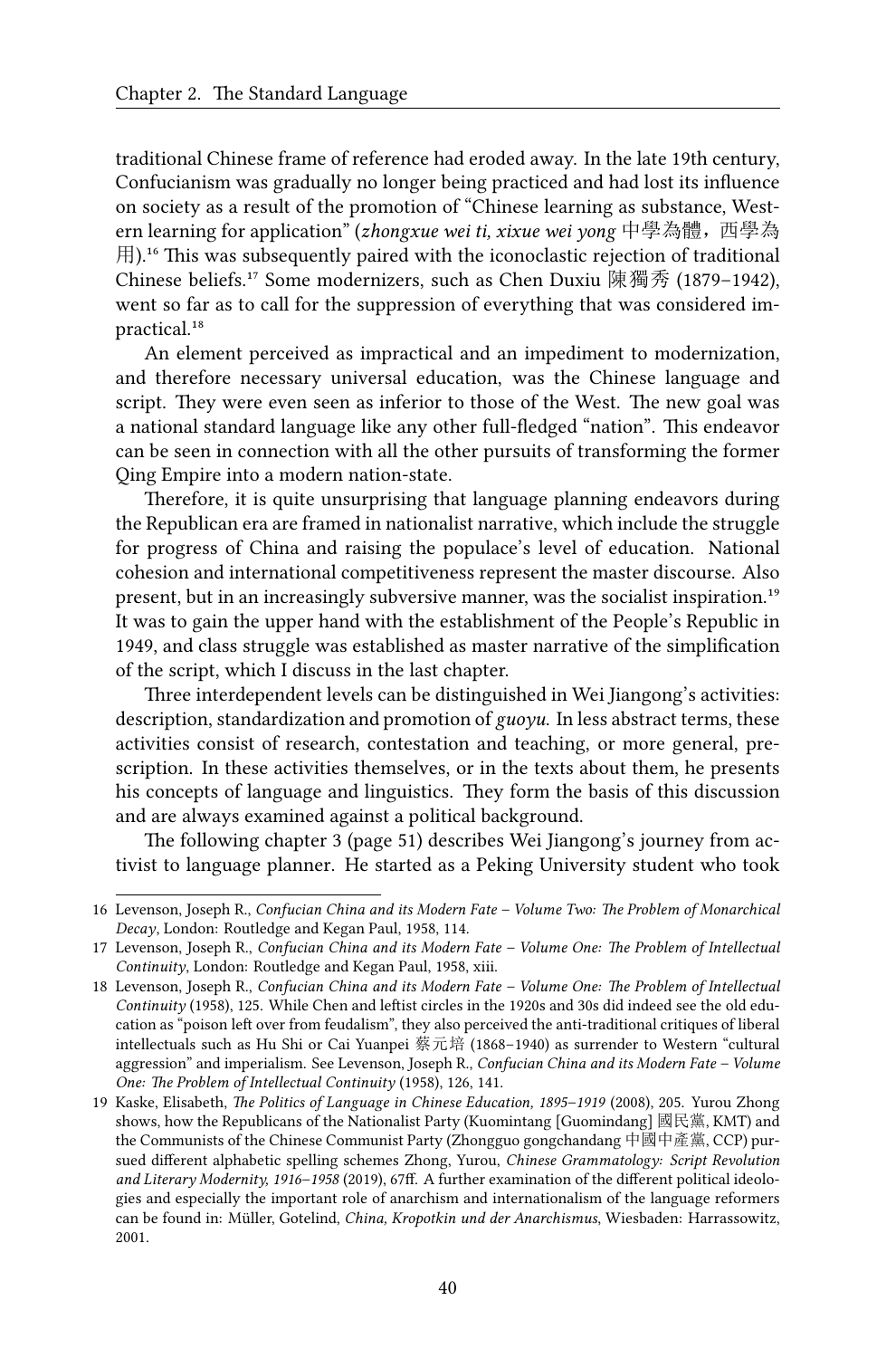traditional Chinese frame of reference had eroded away. In the late 19th century, Confucianism was gradually no longer being practiced and had lost its influence on society as a result of the promotion of "Chinese learning as substance, Western learning for application" (*zhongxue wei ti, xixue wei yong* 中學為體，西學為用).[16] This was subsequently paired with the iconoclastic rejection of traditional Chinese beliefs.[17] Some modernizers, such as Chen Duxiu 陳獨秀 (1879–1942), went so far as to call for the suppression of everything that was considered impractical.[18]

An element perceived as impractical and an impediment to modernization, and therefore necessary universal education, was the Chinese language and script. They were even seen as inferior to those of the West. The new goal was a national standard language like any other full-fledged "nation". This endeavor can be seen in connection with all the other pursuits of transforming the former Qing Empire into a modern nation-state.

Therefore, it is quite unsurprising that language planning endeavors during the Republican era are framed in nationalist narrative, which include the struggle for progress of China and raising the populace's level of education. National cohesion and international competitiveness represent the master discourse. Also present, but in an increasingly subversive manner, was the socialist inspiration.[19] It was to gain the upper hand with the establishment of the People's Republic in 1949, and class struggle was established as master narrative of the simplification of the script, which I discuss in the last chapter.

Three interdependent levels can be distinguished in Wei Jiangong's activities: description, standardization and promotion of *guoyu*. In less abstract terms, these activities consist of research, contestation and teaching, or more general, prescription. In these activities themselves, or in the texts about them, he presents his concepts of language and linguistics. They form the basis of this discussion and are always examined against a political background.

The following chapter 3 (page 51) describes Wei Jiangong's journey from activist to language planner. He started as a Peking University student who took

---

16 Levenson, Joseph R., *Confucian China and its Modern Fate – Volume Two: The Problem of Monarchical Decay*, London: Routledge and Kegan Paul, 1958, 114.

17 Levenson, Joseph R., *Confucian China and its Modern Fate – Volume One: The Problem of Intellectual Continuity*, London: Routledge and Kegan Paul, 1958, xiii.

18 Levenson, Joseph R., *Confucian China and its Modern Fate – Volume One: The Problem of Intellectual Continuity* (1958), 125. While Chen and leftist circles in the 1920s and 30s did indeed see the old education as "poison left over from feudalism", they also perceived the anti-traditional critiques of liberal intellectuals such as Hu Shi or Cai Yuanpei 蔡元培 (1868–1940) as surrender to Western "cultural aggression" and imperialism. See Levenson, Joseph R., *Confucian China and its Modern Fate – Volume One: The Problem of Intellectual Continuity* (1958), 126, 141.

19 Kaske, Elisabeth, *The Politics of Language in Chinese Education, 1895–1919* (2008), 205. Yurou Zhong shows, how the Republicans of the Nationalist Party (Kuomintang [Guomindang] 國民黨, KMT) and the Communists of the Chinese Communist Party (Zhongguo gongchandang 中國中產黨, CCP) pursued different alphabetic spelling schemes Zhong, Yurou, *Chinese Grammatology: Script Revolution and Literary Modernity, 1916–1958* (2019), 67ff. A further examination of the different political ideologies and especially the important role of anarchism and internationalism of the language reformers can be found in: Müller, Gotelind, *China, Kropotkin und der Anarchismus*, Wiesbaden: Harrassowitz, 2001.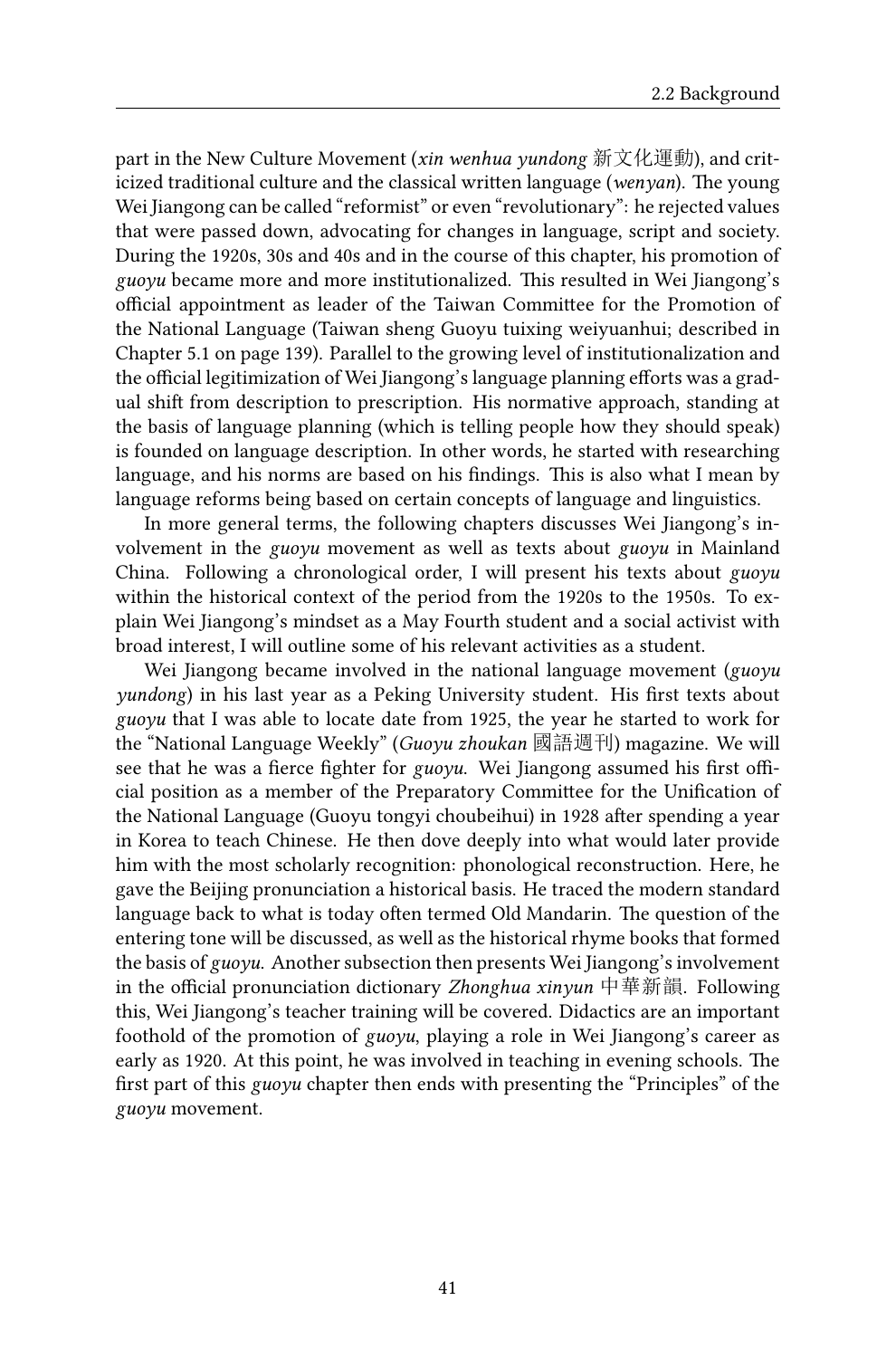part in the New Culture Movement (*xin wenhua yundong* 新文化運動), and criticized traditional culture and the classical written language (*wenyan*). The young Wei Jiangong can be called "reformist" or even "revolutionary": he rejected values that were passed down, advocating for changes in language, script and society. During the 1920s, 30s and 40s and in the course of this chapter, his promotion of *guoyu* became more and more institutionalized. This resulted in Wei Jiangong's official appointment as leader of the Taiwan Committee for the Promotion of the National Language (Taiwan sheng Guoyu tuixing weiyuanhui; described in Chapter 5.1 on page 139). Parallel to the growing level of institutionalization and the official legitimization of Wei Jiangong's language planning efforts was a gradual shift from description to prescription. His normative approach, standing at the basis of language planning (which is telling people how they should speak) is founded on language description. In other words, he started with researching language, and his norms are based on his findings. This is also what I mean by language reforms being based on certain concepts of language and linguistics.

In more general terms, the following chapters discusses Wei Jiangong's involvement in the *guoyu* movement as well as texts about *guoyu* in Mainland China. Following a chronological order, I will present his texts about *guoyu* within the historical context of the period from the 1920s to the 1950s. To explain Wei Jiangong's mindset as a May Fourth student and a social activist with broad interest, I will outline some of his relevant activities as a student.

Wei Jiangong became involved in the national language movement (*guoyu yundong*) in his last year as a Peking University student. His first texts about *guoyu* that I was able to locate date from 1925, the year he started to work for the "National Language Weekly" (*Guoyu zhoukan* 國語週刊) magazine. We will see that he was a fierce fighter for *guoyu*. Wei Jiangong assumed his first official position as a member of the Preparatory Committee for the Unification of the National Language (Guoyu tongyi choubeihui) in 1928 after spending a year in Korea to teach Chinese. He then dove deeply into what would later provide him with the most scholarly recognition: phonological reconstruction. Here, he gave the Beijing pronunciation a historical basis. He traced the modern standard language back to what is today often termed Old Mandarin. The question of the entering tone will be discussed, as well as the historical rhyme books that formed the basis of *guoyu*. Another subsection then presents Wei Jiangong's involvement in the official pronunciation dictionary *Zhonghua xinyun* 中華新韻. Following this, Wei Jiangong's teacher training will be covered. Didactics are an important foothold of the promotion of *guoyu*, playing a role in Wei Jiangong's career as early as 1920. At this point, he was involved in teaching in evening schools. The first part of this *guoyu* chapter then ends with presenting the "Principles" of the *guoyu* movement.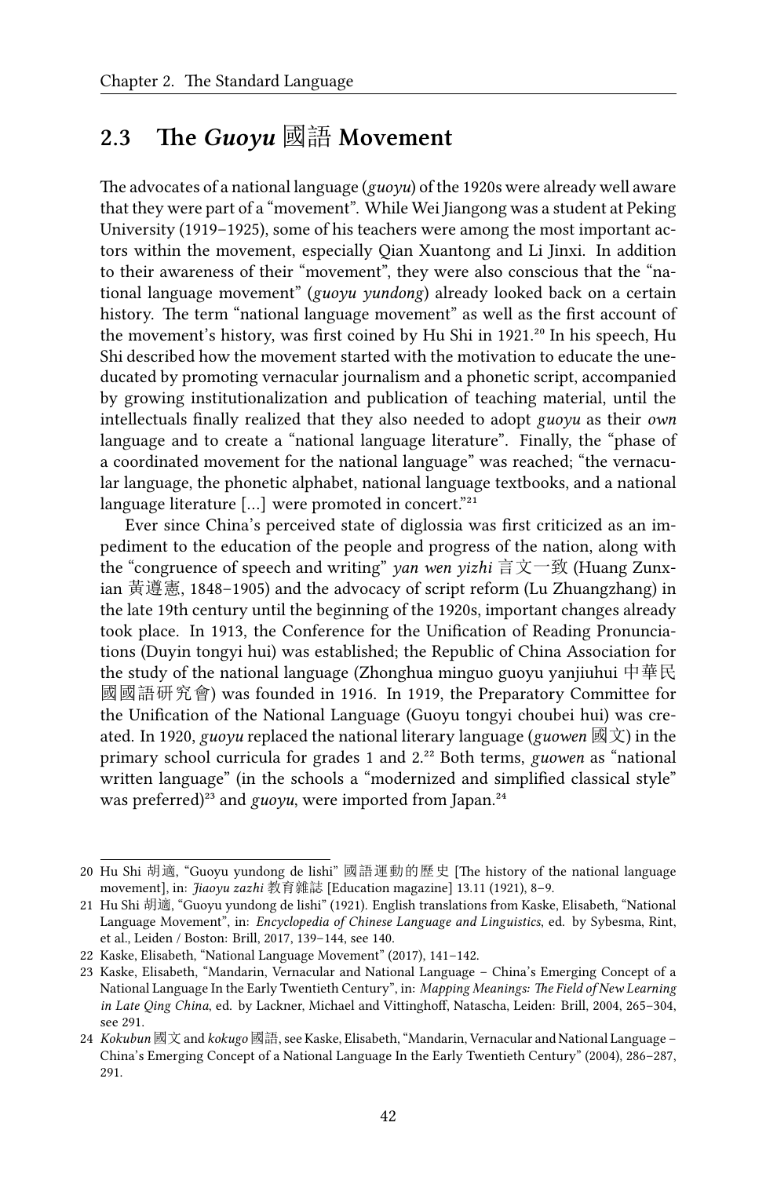## 2.3 The *Guoyu* 國語 Movement

The advocates of a national language (*guoyu*) of the 1920s were already well aware that they were part of a "movement". While Wei Jiangong was a student at Peking University (1919–1925), some of his teachers were among the most important actors within the movement, especially Qian Xuantong and Li Jinxi. In addition to their awareness of their "movement", they were also conscious that the "national language movement" (*guoyu yundong*) already looked back on a certain history. The term "national language movement" as well as the first account of the movement's history, was first coined by Hu Shi in 1921.[20] In his speech, Hu Shi described how the movement started with the motivation to educate the uneducated by promoting vernacular journalism and a phonetic script, accompanied by growing institutionalization and publication of teaching material, until the intellectuals finally realized that they also needed to adopt *guoyu* as their *own* language and to create a "national language literature". Finally, the "phase of a coordinated movement for the national language" was reached; "the vernacular language, the phonetic alphabet, national language textbooks, and a national language literature [...] were promoted in concert."[21]

Ever since China's perceived state of diglossia was first criticized as an impediment to the education of the people and progress of the nation, along with the "congruence of speech and writing" *yan wen yizhi* 言文一致 (Huang Zunxian 黃遵憲, 1848–1905) and the advocacy of script reform (Lu Zhuangzhang) in the late 19th century until the beginning of the 1920s, important changes already took place. In 1913, the Conference for the Unification of Reading Pronunciations (Duyin tongyi hui) was established; the Republic of China Association for the study of the national language (Zhonghua minguo guoyu yanjiuhui 中華民國國語研究會) was founded in 1916. In 1919, the Preparatory Committee for the Unification of the National Language (Guoyu tongyi choubei hui) was created. In 1920, *guoyu* replaced the national literary language (*guowen* 國文) in the primary school curricula for grades 1 and 2.[22] Both terms, *guowen* as "national written language" (in the schools a "modernized and simplified classical style" was preferred)[23] and *guoyu*, were imported from Japan.[24]

---

20 Hu Shi 胡適, "Guoyu yundong de lishi" 國語運動的歷史 [The history of the national language movement], in: *Jiaoyu zazhi* 教育雜誌 [Education magazine] 13.11 (1921), 8–9.

21 Hu Shi 胡適, "Guoyu yundong de lishi" (1921). English translations from Kaske, Elisabeth, "National Language Movement", in: *Encyclopedia of Chinese Language and Linguistics*, ed. by Sybesma, Rint, et al., Leiden / Boston: Brill, 2017, 139–144, see 140.

22 Kaske, Elisabeth, "National Language Movement" (2017), 141–142.

23 Kaske, Elisabeth, "Mandarin, Vernacular and National Language – China's Emerging Concept of a National Language In the Early Twentieth Century", in: *Mapping Meanings: The Field of New Learning in Late Qing China*, ed. by Lackner, Michael and Vittinghoff, Natascha, Leiden: Brill, 2004, 265–304, see 291.

24 *Kokubun* 國文 and *kokugo* 國語, see Kaske, Elisabeth, "Mandarin, Vernacular and National Language – China's Emerging Concept of a National Language In the Early Twentieth Century" (2004), 286–287, 291.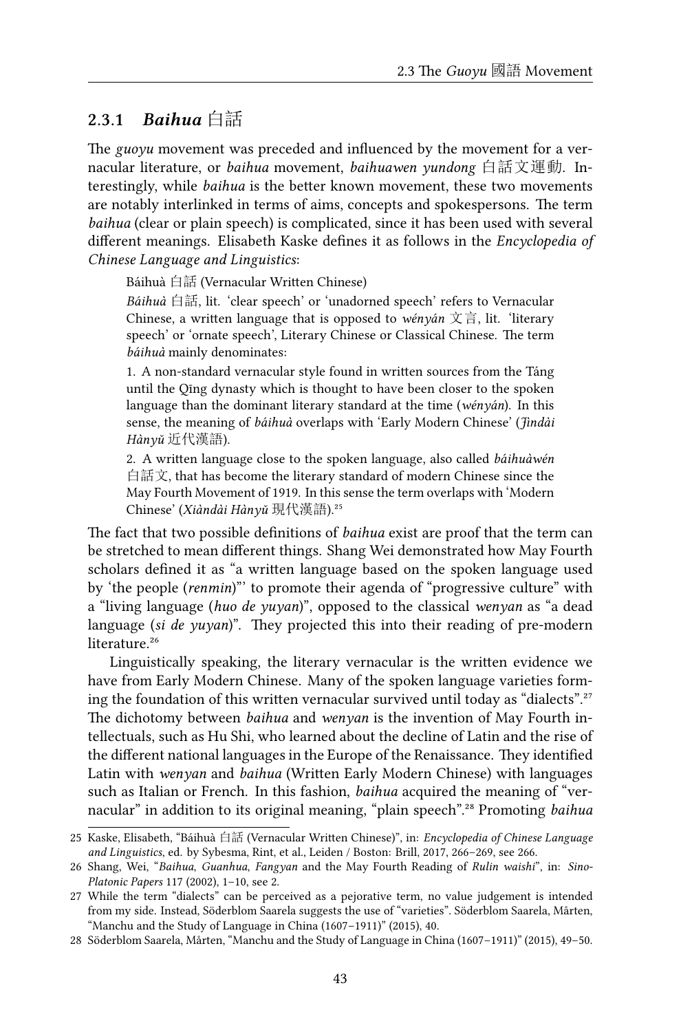### 2.3.1 *Baihua* 白話

The *guoyu* movement was preceded and influenced by the movement for a vernacular literature, or *baihua* movement, *baihuawen yundong* 白話文運動. Interestingly, while *baihua* is the better known movement, these two movements are notably interlinked in terms of aims, concepts and spokespersons. The term *baihua* (clear or plain speech) is complicated, since it has been used with several different meanings. Elisabeth Kaske defines it as follows in the *Encyclopedia of Chinese Language and Linguistics*:

> Báihuà 白話 (Vernacular Written Chinese)
>
> *Báihuà* 白話, lit. 'clear speech' or 'unadorned speech' refers to Vernacular Chinese, a written language that is opposed to *wényán* 文言, lit. 'literary speech' or 'ornate speech', Literary Chinese or Classical Chinese. The term *báihuà* mainly denominates:
>
> 1. A non-standard vernacular style found in written sources from the Táng until the Qīng dynasty which is thought to have been closer to the spoken language than the dominant literary standard at the time (*wényán*). In this sense, the meaning of *báihuà* overlaps with 'Early Modern Chinese' (*Jìndài Hànyǔ* 近代漢語).
>
> 2. A written language close to the spoken language, also called *báihuàwén* 白話文, that has become the literary standard of modern Chinese since the May Fourth Movement of 1919. In this sense the term overlaps with 'Modern Chinese' (*Xiàndài Hànyǔ* 現代漢語).[25]

The fact that two possible definitions of *baihua* exist are proof that the term can be stretched to mean different things. Shang Wei demonstrated how May Fourth scholars defined it as "a written language based on the spoken language used by 'the people (*renmin*)"' to promote their agenda of "progressive culture" with a "living language (*huo de yuyan*)", opposed to the classical *wenyan* as "a dead language (*si de yuyan*)". They projected this into their reading of pre-modern literature.[26]

Linguistically speaking, the literary vernacular is the written evidence we have from Early Modern Chinese. Many of the spoken language varieties forming the foundation of this written vernacular survived until today as "dialects".[27] The dichotomy between *baihua* and *wenyan* is the invention of May Fourth intellectuals, such as Hu Shi, who learned about the decline of Latin and the rise of the different national languages in the Europe of the Renaissance. They identified Latin with *wenyan* and *baihua* (Written Early Modern Chinese) with languages such as Italian or French. In this fashion, *baihua* acquired the meaning of "vernacular" in addition to its original meaning, "plain speech".[28] Promoting *baihua*

---

25 Kaske, Elisabeth, "Báihuà 白話 (Vernacular Written Chinese)", in: *Encyclopedia of Chinese Language and Linguistics*, ed. by Sybesma, Rint, et al., Leiden / Boston: Brill, 2017, 266–269, see 266.

26 Shang, Wei, "*Baihua*, *Guanhua*, *Fangyan* and the May Fourth Reading of *Rulin waishi*", in: *Sino-Platonic Papers* 117 (2002), 1–10, see 2.

27 While the term "dialects" can be perceived as a pejorative term, no value judgement is intended from my side. Instead, Söderblom Saarela suggests the use of "varieties". Söderblom Saarela, Mårten, "Manchu and the Study of Language in China (1607–1911)" (2015), 40.

28 Söderblom Saarela, Mårten, "Manchu and the Study of Language in China (1607–1911)" (2015), 49–50.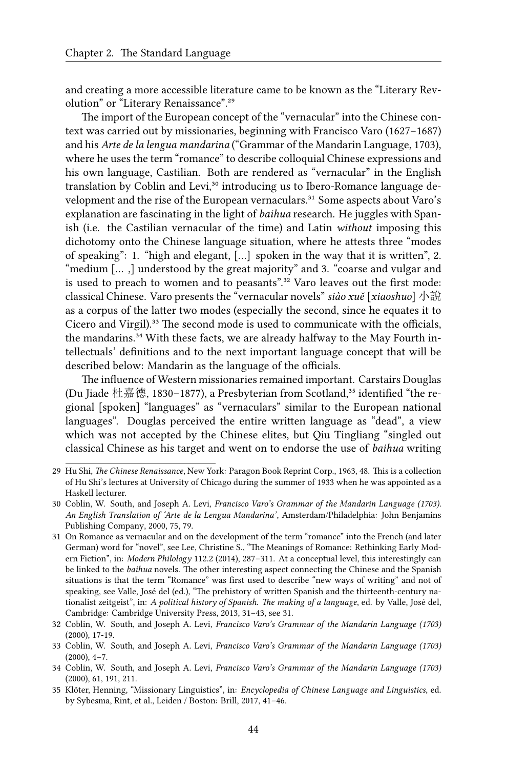and creating a more accessible literature came to be known as the "Literary Revolution" or "Literary Renaissance".[29]

The import of the European concept of the "vernacular" into the Chinese context was carried out by missionaries, beginning with Francisco Varo (1627–1687) and his *Arte de la lengua mandarina* ("Grammar of the Mandarin Language, 1703), where he uses the term "romance" to describe colloquial Chinese expressions and his own language, Castilian. Both are rendered as "vernacular" in the English translation by Coblin and Levi,[30] introducing us to Ibero-Romance language development and the rise of the European vernaculars.[31] Some aspects about Varo's explanation are fascinating in the light of *baihua* research. He juggles with Spanish (i.e. the Castilian vernacular of the time) and Latin *without* imposing this dichotomy onto the Chinese language situation, where he attests three "modes of speaking": 1. "high and elegant, [...] spoken in the way that it is written", 2. "medium [... ,] understood by the great majority" and 3. "coarse and vulgar and is used to preach to women and to peasants".[32] Varo leaves out the first mode: classical Chinese. Varo presents the "vernacular novels" *siào xuě* [*xiaoshuo*] 小說 as a corpus of the latter two modes (especially the second, since he equates it to Cicero and Virgil).[33] The second mode is used to communicate with the officials, the mandarins.[34] With these facts, we are already halfway to the May Fourth intellectuals' definitions and to the next important language concept that will be described below: Mandarin as the language of the officials.

The influence of Western missionaries remained important. Carstairs Douglas (Du Jiade 杜嘉德, 1830–1877), a Presbyterian from Scotland,[35] identified "the regional [spoken] "languages" as "vernaculars" similar to the European national languages". Douglas perceived the entire written language as "dead", a view which was not accepted by the Chinese elites, but Qiu Tingliang "singled out classical Chinese as his target and went on to endorse the use of *baihua* writing

---

29 Hu Shi, *The Chinese Renaissance*, New York: Paragon Book Reprint Corp., 1963, 48. This is a collection of Hu Shi's lectures at University of Chicago during the summer of 1933 when he was appointed as a Haskell lecturer.

30 Coblin, W. South, and Joseph A. Levi, *Francisco Varo's Grammar of the Mandarin Language (1703). An English Translation of 'Arte de la Lengua Mandarina'*, Amsterdam/Philadelphia: John Benjamins Publishing Company, 2000, 75, 79.

31 On Romance as vernacular and on the development of the term "romance" into the French (and later German) word for "novel", see Lee, Christine S., "The Meanings of Romance: Rethinking Early Modern Fiction", in: *Modern Philology* 112.2 (2014), 287–311. At a conceptual level, this interestingly can be linked to the *baihua* novels. The other interesting aspect connecting the Chinese and the Spanish situations is that the term "Romance" was first used to describe "new ways of writing" and not of speaking, see Valle, José del (ed.), "The prehistory of written Spanish and the thirteenth-century nationalist zeitgeist", in: *A political history of Spanish. The making of a language*, ed. by Valle, José del, Cambridge: Cambridge University Press, 2013, 31–43, see 31.

32 Coblin, W. South, and Joseph A. Levi, *Francisco Varo's Grammar of the Mandarin Language (1703)* (2000), 17-19.

33 Coblin, W. South, and Joseph A. Levi, *Francisco Varo's Grammar of the Mandarin Language (1703)* (2000), 4–7.

34 Coblin, W. South, and Joseph A. Levi, *Francisco Varo's Grammar of the Mandarin Language (1703)* (2000), 61, 191, 211.

35 Klöter, Henning, "Missionary Linguistics", in: *Encyclopedia of Chinese Language and Linguistics*, ed. by Sybesma, Rint, et al., Leiden / Boston: Brill, 2017, 41–46.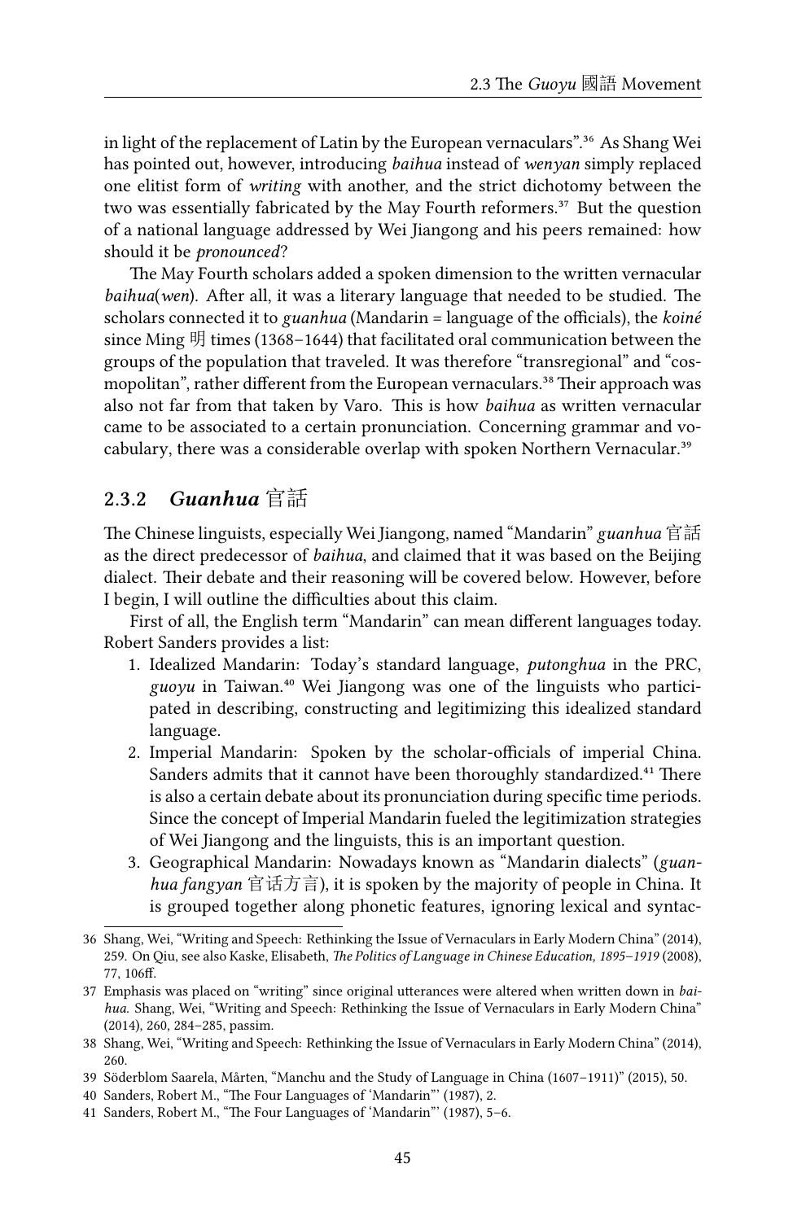in light of the replacement of Latin by the European vernaculars".[36] As Shang Wei has pointed out, however, introducing *baihua* instead of *wenyan* simply replaced one elitist form of *writing* with another, and the strict dichotomy between the two was essentially fabricated by the May Fourth reformers.[37] But the question of a national language addressed by Wei Jiangong and his peers remained: how should it be *pronounced*?

The May Fourth scholars added a spoken dimension to the written vernacular *baihua*(*wen*). After all, it was a literary language that needed to be studied. The scholars connected it to *guanhua* (Mandarin = language of the officials), the *koiné* since Ming 明 times (1368–1644) that facilitated oral communication between the groups of the population that traveled. It was therefore "transregional" and "cosmopolitan", rather different from the European vernaculars.[38] Their approach was also not far from that taken by Varo. This is how *baihua* as written vernacular came to be associated to a certain pronunciation. Concerning grammar and vocabulary, there was a considerable overlap with spoken Northern Vernacular.[39]

### 2.3.2 *Guanhua* 官話

The Chinese linguists, especially Wei Jiangong, named "Mandarin" *guanhua* 官話 as the direct predecessor of *baihua*, and claimed that it was based on the Beijing dialect. Their debate and their reasoning will be covered below. However, before I begin, I will outline the difficulties about this claim.

First of all, the English term "Mandarin" can mean different languages today. Robert Sanders provides a list:

1. Idealized Mandarin: Today's standard language, *putonghua* in the PRC, *guoyu* in Taiwan.[40] Wei Jiangong was one of the linguists who participated in describing, constructing and legitimizing this idealized standard language.
2. Imperial Mandarin: Spoken by the scholar-officials of imperial China. Sanders admits that it cannot have been thoroughly standardized.[41] There is also a certain debate about its pronunciation during specific time periods. Since the concept of Imperial Mandarin fueled the legitimization strategies of Wei Jiangong and the linguists, this is an important question.
3. Geographical Mandarin: Nowadays known as "Mandarin dialects" (*guanhua fangyan* 官话方言), it is spoken by the majority of people in China. It is grouped together along phonetic features, ignoring lexical and syntac-

36 Shang, Wei, "Writing and Speech: Rethinking the Issue of Vernaculars in Early Modern China" (2014), 259. On Qiu, see also Kaske, Elisabeth, *The Politics of Language in Chinese Education, 1895–1919* (2008), 77, 106ff.

37 Emphasis was placed on "writing" since original utterances were altered when written down in *baihua*. Shang, Wei, "Writing and Speech: Rethinking the Issue of Vernaculars in Early Modern China" (2014), 260, 284–285, passim.

38 Shang, Wei, "Writing and Speech: Rethinking the Issue of Vernaculars in Early Modern China" (2014), 260.

39 Söderblom Saarela, Mårten, "Manchu and the Study of Language in China (1607–1911)" (2015), 50.

40 Sanders, Robert M., "The Four Languages of 'Mandarin"' (1987), 2.

41 Sanders, Robert M., "The Four Languages of 'Mandarin"' (1987), 5–6.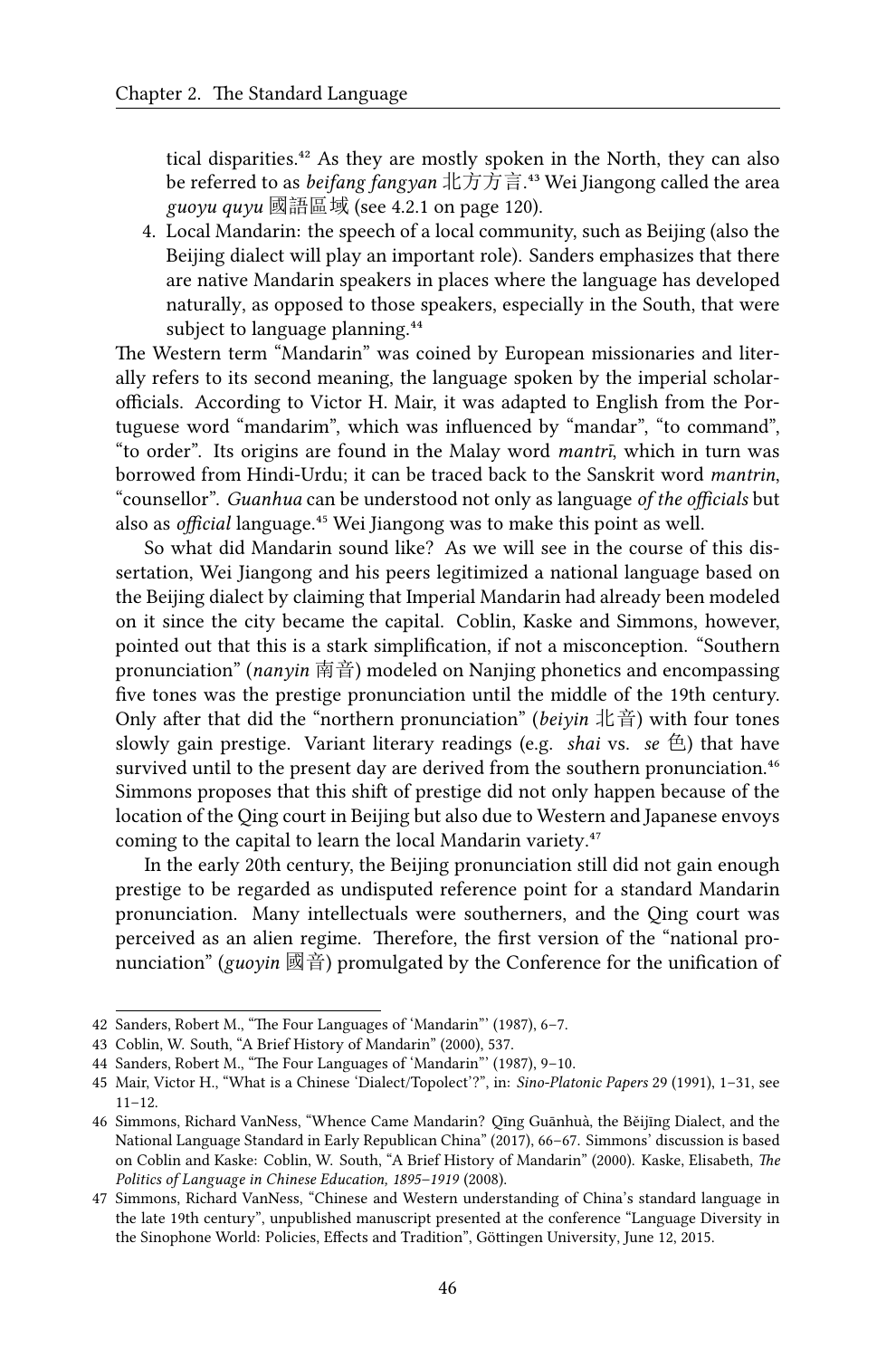tical disparities.[42] As they are mostly spoken in the North, they can also be referred to as *beifang fangyan* 北方方言.[43] Wei Jiangong called the area *guoyu quyu* 國語區域 (see 4.2.1 on page 120).

4. Local Mandarin: the speech of a local community, such as Beijing (also the Beijing dialect will play an important role). Sanders emphasizes that there are native Mandarin speakers in places where the language has developed naturally, as opposed to those speakers, especially in the South, that were subject to language planning.[44]

The Western term "Mandarin" was coined by European missionaries and literally refers to its second meaning, the language spoken by the imperial scholar-officials. According to Victor H. Mair, it was adapted to English from the Portuguese word "mandarim", which was influenced by "mandar", "to command", "to order". Its origins are found in the Malay word *mantrī*, which in turn was borrowed from Hindi-Urdu; it can be traced back to the Sanskrit word *mantrin*, "counsellor". *Guanhua* can be understood not only as language *of the officials* but also as *official* language.[45] Wei Jiangong was to make this point as well.

So what did Mandarin sound like? As we will see in the course of this dissertation, Wei Jiangong and his peers legitimized a national language based on the Beijing dialect by claiming that Imperial Mandarin had already been modeled on it since the city became the capital. Coblin, Kaske and Simmons, however, pointed out that this is a stark simplification, if not a misconception. "Southern pronunciation" (*nanyin* 南音) modeled on Nanjing phonetics and encompassing five tones was the prestige pronunciation until the middle of the 19th century. Only after that did the "northern pronunciation" (*beiyin* 北音) with four tones slowly gain prestige. Variant literary readings (e.g. *shai* vs. *se* 色) that have survived until to the present day are derived from the southern pronunciation.[46] Simmons proposes that this shift of prestige did not only happen because of the location of the Qing court in Beijing but also due to Western and Japanese envoys coming to the capital to learn the local Mandarin variety.[47]

In the early 20th century, the Beijing pronunciation still did not gain enough prestige to be regarded as undisputed reference point for a standard Mandarin pronunciation. Many intellectuals were southerners, and the Qing court was perceived as an alien regime. Therefore, the first version of the "national pronunciation" (*guoyin* 國音) promulgated by the Conference for the unification of

---

42 Sanders, Robert M., "The Four Languages of 'Mandarin"' (1987), 6–7.

43 Coblin, W. South, "A Brief History of Mandarin" (2000), 537.

44 Sanders, Robert M., "The Four Languages of 'Mandarin"' (1987), 9–10.

45 Mair, Victor H., "What is a Chinese 'Dialect/Topolect'?", in: *Sino-Platonic Papers* 29 (1991), 1–31, see 11–12.

46 Simmons, Richard VanNess, "Whence Came Mandarin? Qīng Guānhuà, the Běijīng Dialect, and the National Language Standard in Early Republican China" (2017), 66–67. Simmons' discussion is based on Coblin and Kaske: Coblin, W. South, "A Brief History of Mandarin" (2000). Kaske, Elisabeth, *The Politics of Language in Chinese Education, 1895–1919* (2008).

47 Simmons, Richard VanNess, "Chinese and Western understanding of China's standard language in the late 19th century", unpublished manuscript presented at the conference "Language Diversity in the Sinophone World: Policies, Effects and Tradition", Göttingen University, June 12, 2015.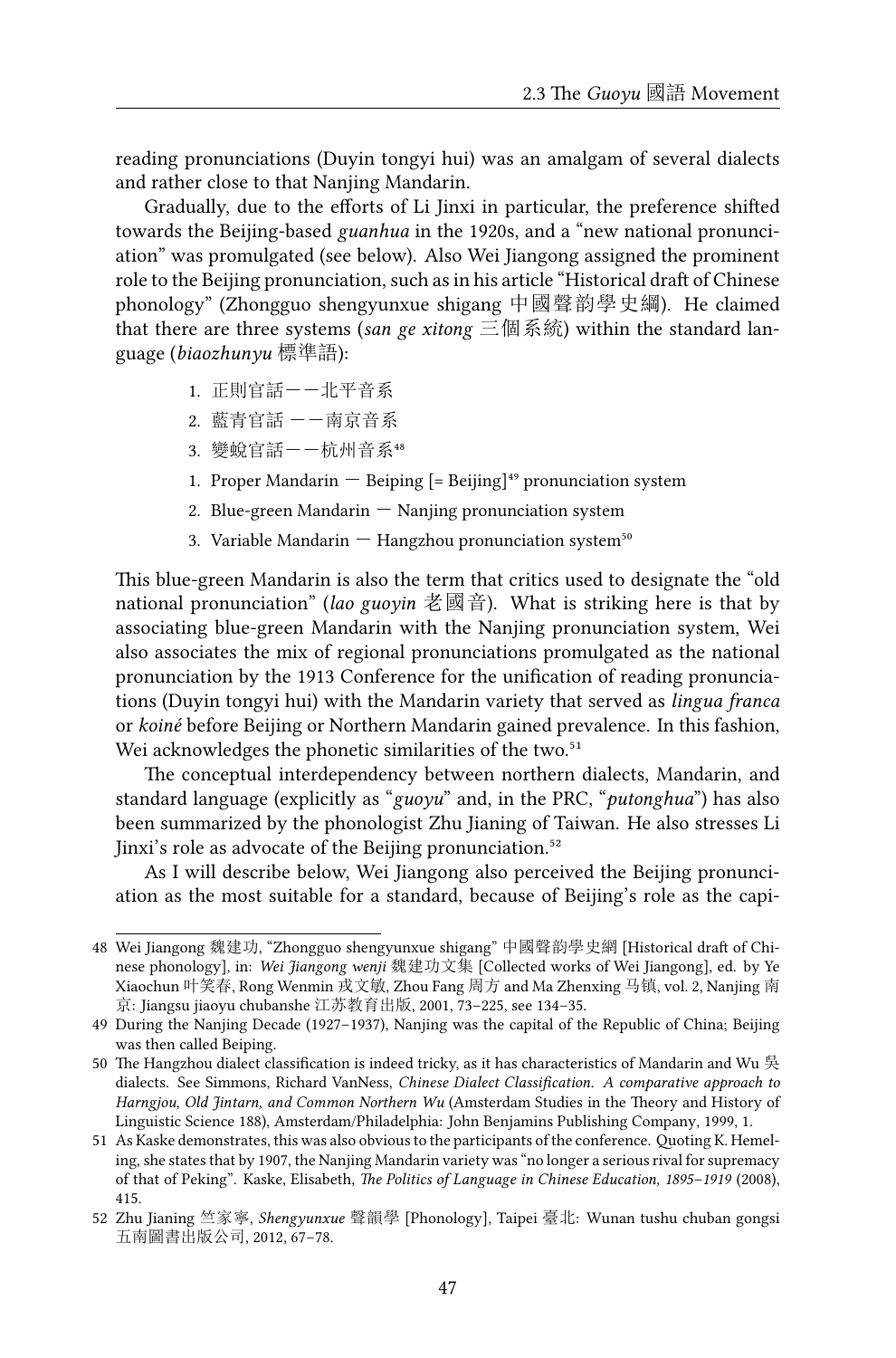reading pronunciations (Duyin tongyi hui) was an amalgam of several dialects and rather close to that Nanjing Mandarin.

Gradually, due to the efforts of Li Jinxi in particular, the preference shifted towards the Beijing-based *guanhua* in the 1920s, and a "new national pronunciation" was promulgated (see below). Also Wei Jiangong assigned the prominent role to the Beijing pronunciation, such as in his article "Historical draft of Chinese phonology" (Zhongguo shengyunxue shigang 中國聲韵學史綱). He claimed that there are three systems (*san ge xitong* 三個系統) within the standard language (*biaozhunyu* 標準語):

1. 正則官話——北平音系
2. 藍青官話 ——南京音系
3. 變蜕官話——杭州音系[48]

1. Proper Mandarin — Beiping [= Beijing][49] pronunciation system
2. Blue-green Mandarin — Nanjing pronunciation system
3. Variable Mandarin — Hangzhou pronunciation system[50]

This blue-green Mandarin is also the term that critics used to designate the "old national pronunciation" (*lao guoyin* 老國音). What is striking here is that by associating blue-green Mandarin with the Nanjing pronunciation system, Wei also associates the mix of regional pronunciations promulgated as the national pronunciation by the 1913 Conference for the unification of reading pronunciations (Duyin tongyi hui) with the Mandarin variety that served as *lingua franca* or *koiné* before Beijing or Northern Mandarin gained prevalence. In this fashion, Wei acknowledges the phonetic similarities of the two.[51]

The conceptual interdependency between northern dialects, Mandarin, and standard language (explicitly as "*guoyu*" and, in the PRC, "*putonghua*") has also been summarized by the phonologist Zhu Jianing of Taiwan. He also stresses Li Jinxi's role as advocate of the Beijing pronunciation.[52]

As I will describe below, Wei Jiangong also perceived the Beijing pronunciation as the most suitable for a standard, because of Beijing's role as the capi-

---

48 Wei Jiangong 魏建功, "Zhongguo shengyunxue shigang" 中國聲韵學史綱 [Historical draft of Chinese phonology], in: *Wei Jiangong wenji* 魏建功文集 [Collected works of Wei Jiangong], ed. by Ye Xiaochun 叶笑春, Rong Wenmin 戎文敏, Zhou Fang 周方 and Ma Zhenxing 马镇, vol. 2, Nanjing 南京: Jiangsu jiaoyu chubanshe 江苏教育出版, 2001, 73–225, see 134–35.

49 During the Nanjing Decade (1927–1937), Nanjing was the capital of the Republic of China; Beijing was then called Beiping.

50 The Hangzhou dialect classification is indeed tricky, as it has characteristics of Mandarin and Wu 吳 dialects. See Simmons, Richard VanNess, *Chinese Dialect Classification. A comparative approach to Harngjou, Old Jintarn, and Common Northern Wu* (Amsterdam Studies in the Theory and History of Linguistic Science 188), Amsterdam/Philadelphia: John Benjamins Publishing Company, 1999, 1.

51 As Kaske demonstrates, this was also obvious to the participants of the conference. Quoting K. Hemeling, she states that by 1907, the Nanjing Mandarin variety was "no longer a serious rival for supremacy of that of Peking". Kaske, Elisabeth, *The Politics of Language in Chinese Education, 1895–1919* (2008), 415.

52 Zhu Jianing 竺家寧, *Shengyunxue* 聲韻學 [Phonology], Taipei 臺北: Wunan tushu chuban gongsi 五南圖書出版公司, 2012, 67–78.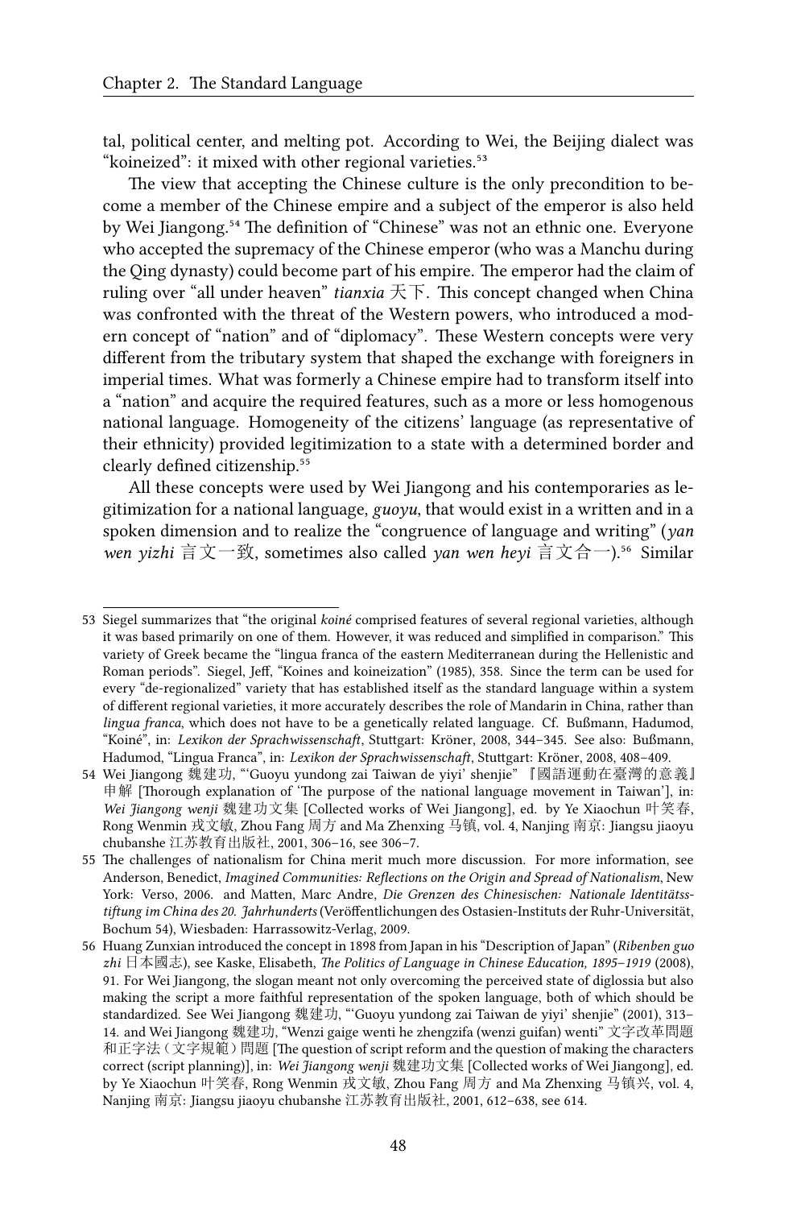tal, political center, and melting pot. According to Wei, the Beijing dialect was "koineized": it mixed with other regional varieties.[53]

The view that accepting the Chinese culture is the only precondition to become a member of the Chinese empire and a subject of the emperor is also held by Wei Jiangong.[54] The definition of "Chinese" was not an ethnic one. Everyone who accepted the supremacy of the Chinese emperor (who was a Manchu during the Qing dynasty) could become part of his empire. The emperor had the claim of ruling over "all under heaven" *tianxia* 天下. This concept changed when China was confronted with the threat of the Western powers, who introduced a modern concept of "nation" and of "diplomacy". These Western concepts were very different from the tributary system that shaped the exchange with foreigners in imperial times. What was formerly a Chinese empire had to transform itself into a "nation" and acquire the required features, such as a more or less homogenous national language. Homogeneity of the citizens' language (as representative of their ethnicity) provided legitimization to a state with a determined border and clearly defined citizenship.[55]

All these concepts were used by Wei Jiangong and his contemporaries as legitimization for a national language, *guoyu*, that would exist in a written and in a spoken dimension and to realize the "congruence of language and writing" (*yan wen yizhi* 言文一致, sometimes also called *yan wen heyi* 言文合一).[56] Similar

---

53 Siegel summarizes that "the original *koiné* comprised features of several regional varieties, although it was based primarily on one of them. However, it was reduced and simplified in comparison." This variety of Greek became the "lingua franca of the eastern Mediterranean during the Hellenistic and Roman periods". Siegel, Jeff, "Koines and koineization" (1985), 358. Since the term can be used for every "de-regionalized" variety that has established itself as the standard language within a system of different regional varieties, it more accurately describes the role of Mandarin in China, rather than *lingua franca*, which does not have to be a genetically related language. Cf. Bußmann, Hadumod, "Koiné", in: *Lexikon der Sprachwissenschaft*, Stuttgart: Kröner, 2008, 344–345. See also: Bußmann, Hadumod, "Lingua Franca", in: *Lexikon der Sprachwissenschaft*, Stuttgart: Kröner, 2008, 408–409.

54 Wei Jiangong 魏建功, "'Guoyu yundong zai Taiwan de yiyi' shenjie" 『國語運動在臺灣的意義』申解 [Thorough explanation of 'The purpose of the national language movement in Taiwan'], in: *Wei Jiangong wenji* 魏建功文集 [Collected works of Wei Jiangong], ed. by Ye Xiaochun 叶笑春, Rong Wenmin 戎文敏, Zhou Fang 周方 and Ma Zhenxing 马镇, vol. 4, Nanjing 南京: Jiangsu jiaoyu chubanshe 江苏教育出版社, 2001, 306–16, see 306–7.

55 The challenges of nationalism for China merit much more discussion. For more information, see Anderson, Benedict, *Imagined Communities: Reflections on the Origin and Spread of Nationalism*, New York: Verso, 2006. and Matten, Marc Andre, *Die Grenzen des Chinesischen: Nationale Identitätsstiftung im China des 20. Jahrhunderts* (Veröffentlichungen des Ostasien-Instituts der Ruhr-Universität, Bochum 54), Wiesbaden: Harrassowitz-Verlag, 2009.

56 Huang Zunxian introduced the concept in 1898 from Japan in his "Description of Japan" (*Ribenben guo zhi* 日本國志), see Kaske, Elisabeth, *The Politics of Language in Chinese Education, 1895–1919* (2008), 91. For Wei Jiangong, the slogan meant not only overcoming the perceived state of diglossia but also making the script a more faithful representation of the spoken language, both of which should be standardized. See Wei Jiangong 魏建功, "'Guoyu yundong zai Taiwan de yiyi' shenjie" (2001), 313–14. and Wei Jiangong 魏建功, "Wenzi gaige wenti he zhengzifa (wenzi guifan) wenti" 文字改革問題和正字法（文字規範）問題 [The question of script reform and the question of making the characters correct (script planning)], in: *Wei Jiangong wenji* 魏建功文集 [Collected works of Wei Jiangong], ed. by Ye Xiaochun 叶笑春, Rong Wenmin 戎文敏, Zhou Fang 周方 and Ma Zhenxing 马镇兴, vol. 4, Nanjing 南京: Jiangsu jiaoyu chubanshe 江苏教育出版社, 2001, 612–638, see 614.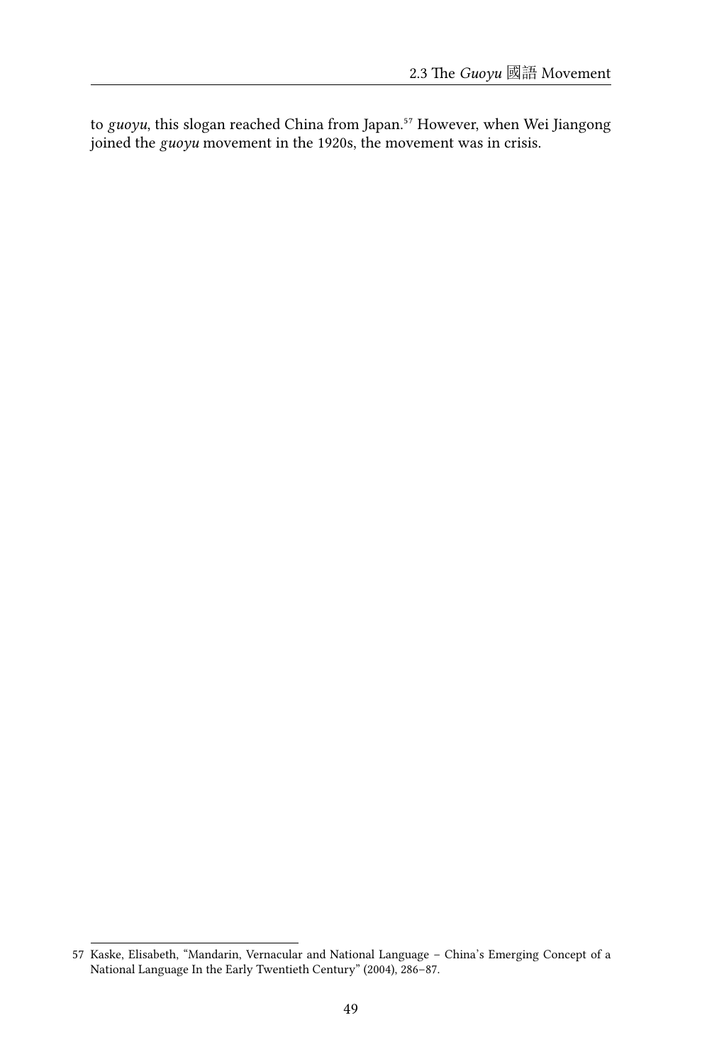to *guoyu*, this slogan reached China from Japan.[57] However, when Wei Jiangong joined the *guoyu* movement in the 1920s, the movement was in crisis.

57 Kaske, Elisabeth, "Mandarin, Vernacular and National Language – China's Emerging Concept of a National Language In the Early Twentieth Century" (2004), 286–87.